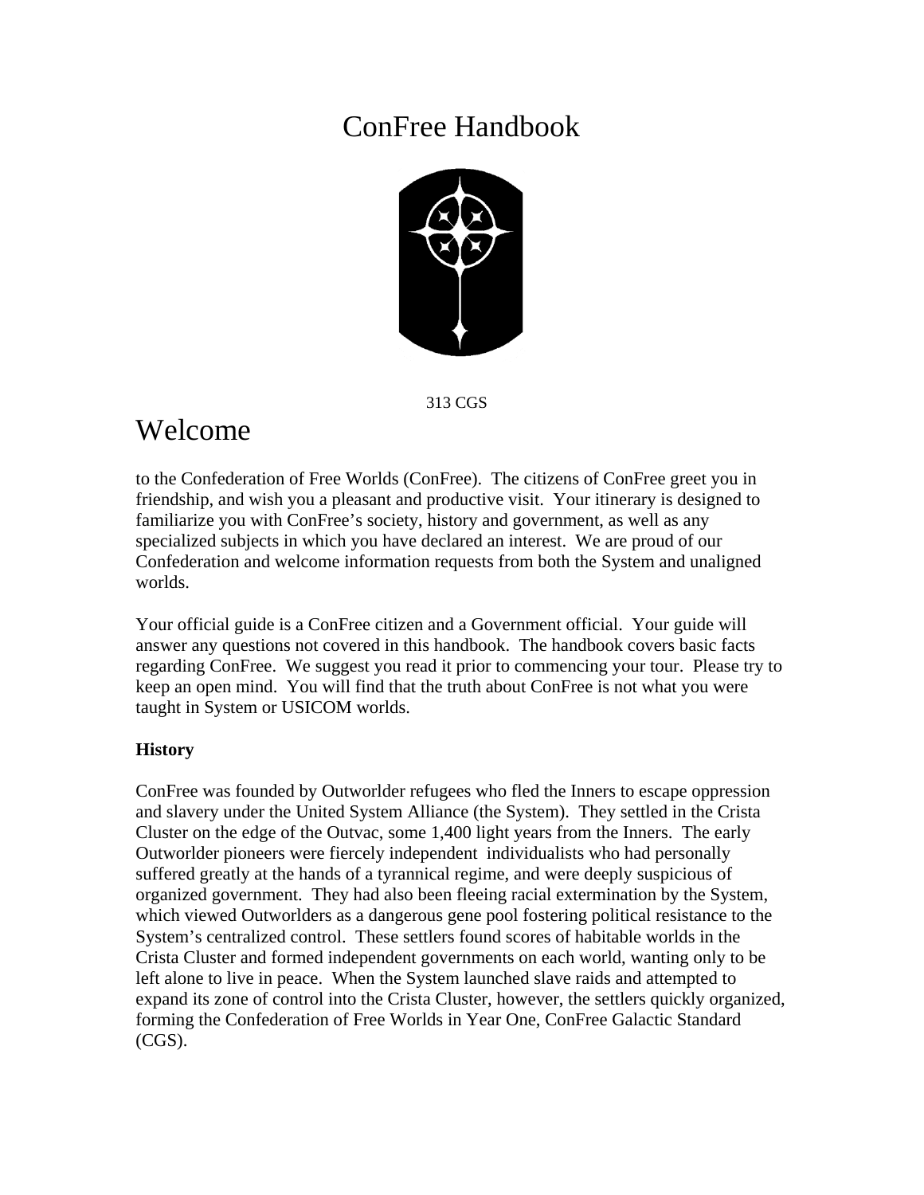# ConFree Handbook

313 CGS

## Welcome

to the Confederation of Free Worlds (ConFree). The citizens of ConFree greet you in friendship, and wish you a pleasant and productive visit. Your itinerary is designed to familiarize you with ConFree's society, history and government, as well as any specialized subjects in which you have declared an interest. We are proud of our Confederation and welcome information requests from both the System and unaligned worlds.

Your official guide is a ConFree citizen and a Government official. Your guide will answer any questions not covered in this handbook. The handbook covers basic facts regarding ConFree. We suggest you read it prior to commencing your tour. Please try to keep an open mind. You will find that the truth about ConFree is not what you were taught in System or USICOM worlds.

**History**

ConFree was founded by Outworlder refugees who fled the Inners to escape oppression and slavery under the United System Alliance (the System). They settled in the Crista Cluster on the edge of the Outvac, some 1,400 light years from the Inners. The early Outworlder pioneers were fiercely independent individualists who had personally suffered greatly at the hands of a tyrannical regime, and were deeply suspicious of organized government. They had also been fleeing racial extermination by the System, which viewed Outworlders as a dangerous gene pool fostering political resistance to the System's centralized control. These settlers found scores of habitable worlds in the Crista Cluster and formed independent governments on each world, wanting only to be left alone to live in peace. When the System launched slave raids and attempted to expand its zone of control into the Crista Cluster, however, the settlers quickly organized, forming the Confederation of Free Worlds in Year One, ConFree Galactic Standard (CGS).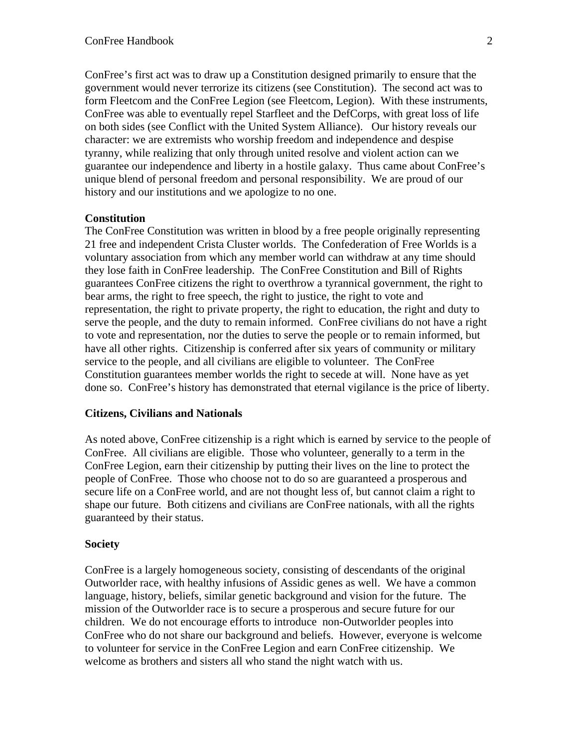ConFree's first act was to draw up a Constitution designed primarily to ensure that the government would never terrorize its citizens (see Constitution). The second act was to form Fleetcom and the ConFree Legion (see Fleetcom, Legion). With these instruments, ConFree was able to eventually repel Starfleet and the DefCorps, with great loss of life on both sides (see Conflict with the United System Alliance). Our history reveals our character: we are extremists who worship freedom and independence and despise tyranny, while realizing that only through united resolve and violent action can we guarantee our independence and liberty in a hostile galaxy. Thus came about ConFree's unique blend of personal freedom and personal responsibility. We are proud of our history and our institutions and we apologize to no one.

**Constitution**

The ConFree Constitution was written in blood by a free people originally representing 21 free and independent Crista Cluster worlds. The Confederation of Free Worlds is a voluntary association from which any member world can withdraw at any time should they lose faith in ConFree leadership. The ConFree Constitution and Bill of Rights guarantees ConFree citizens the right to overthrow a tyrannical government, the right to bear arms, the right to free speech, the right to justice, the right to vote and representation, the right to private property, the right to education, the right and duty to serve the people, and the duty to remain informed. ConFree civilians do not have a right to vote and representation, nor the duties to serve the people or to remain informed, but have all other rights. Citizenship is conferred after six years of community or military service to the people, and all civilians are eligible to volunteer. The ConFree Constitution guarantees member worlds the right to secede at will. None have as yet done so. ConFree's history has demonstrated that eternal vigilance is the price of liberty.

**Citizens, Civilians and Nationals**

As noted above, ConFree citizenship is a right which is earned by service to the people of ConFree. All civilians are eligible. Those who volunteer, generally to a term in the ConFree Legion, earn their citizenship by putting their lives on the line to protect the people of ConFree. Those who choose not to do so are guaranteed a prosperous and secure life on a ConFree world, and are not thought less of, but cannot claim a right to shape our future. Both citizens and civilians are ConFree nationals, with all the rights guaranteed by their status.

**Society**

ConFree is a largely homogeneous society, consisting of descendants of the original Outworlder race, with healthy infusions of Assidic genes as well. We have a common language, history, beliefs, similar genetic background and vision for the future. The mission of the Outworlder race is to secure a prosperous and secure future for our children. We do not encourage efforts to introduce non-Outworlder peoples into ConFree who do not share our background and beliefs. However, everyone is welcome to volunteer for service in the ConFree Legion and earn ConFree citizenship. We welcome as brothers and sisters all who stand the night watch with us.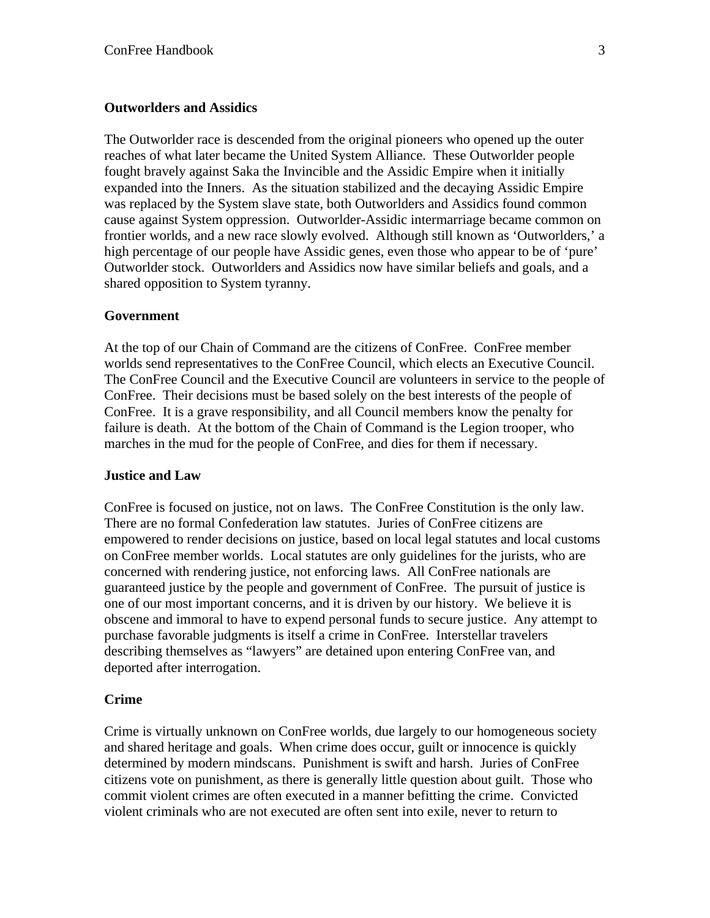**Outworlders and Assidics**

The Outworlder race is descended from the original pioneers who opened up the outer reaches of what later became the United System Alliance. These Outworlder people fought bravely against Saka the Invincible and the Assidic Empire when it initially expanded into the Inners. As the situation stabilized and the decaying Assidic Empire was replaced by the System slave state, both Outworlders and Assidics found common cause against System oppression. Outworlder-Assidic intermarriage became common on frontier worlds, and a new race slowly evolved. Although still known as 'Outworlders,' a high percentage of our people have Assidic genes, even those who appear to be of 'pure' Outworlder stock. Outworlders and Assidics now have similar beliefs and goals, and a shared opposition to System tyranny.

**Government**

At the top of our Chain of Command are the citizens of ConFree. ConFree member worlds send representatives to the ConFree Council, which elects an Executive Council. The ConFree Council and the Executive Council are volunteers in service to the people of ConFree. Their decisions must be based solely on the best interests of the people of ConFree. It is a grave responsibility, and all Council members know the penalty for failure is death. At the bottom of the Chain of Command is the Legion trooper, who marches in the mud for the people of ConFree, and dies for them if necessary.

**Justice and Law**

ConFree is focused on justice, not on laws. The ConFree Constitution is the only law. There are no formal Confederation law statutes. Juries of ConFree citizens are empowered to render decisions on justice, based on local legal statutes and local customs on ConFree member worlds. Local statutes are only guidelines for the jurists, who are concerned with rendering justice, not enforcing laws. All ConFree nationals are guaranteed justice by the people and government of ConFree. The pursuit of justice is one of our most important concerns, and it is driven by our history. We believe it is obscene and immoral to have to expend personal funds to secure justice. Any attempt to purchase favorable judgments is itself a crime in ConFree. Interstellar travelers describing themselves as "lawyers" are detained upon entering ConFree van, and deported after interrogation.

**Crime**

Crime is virtually unknown on ConFree worlds, due largely to our homogeneous society and shared heritage and goals. When crime does occur, guilt or innocence is quickly determined by modern mindscans. Punishment is swift and harsh. Juries of ConFree citizens vote on punishment, as there is generally little question about guilt. Those who commit violent crimes are often executed in a manner befitting the crime. Convicted violent criminals who are not executed are often sent into exile, never to return to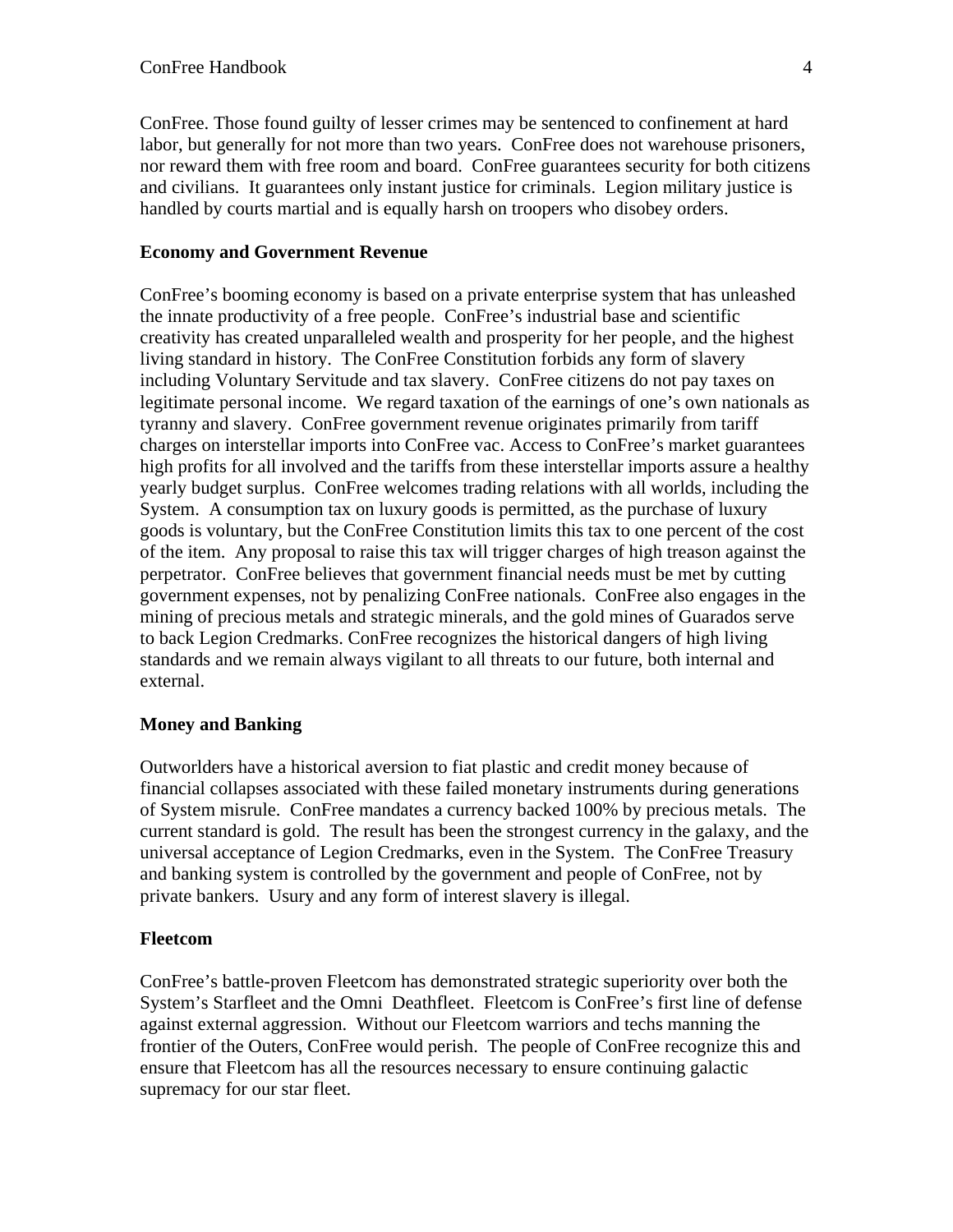ConFree. Those found guilty of lesser crimes may be sentenced to confinement at hard labor, but generally for not more than two years. ConFree does not warehouse prisoners, nor reward them with free room and board. ConFree guarantees security for both citizens and civilians. It guarantees only instant justice for criminals. Legion military justice is handled by courts martial and is equally harsh on troopers who disobey orders.

**Economy and Government Revenue**

ConFree's booming economy is based on a private enterprise system that has unleashed the innate productivity of a free people. ConFree's industrial base and scientific creativity has created unparalleled wealth and prosperity for her people, and the highest living standard in history. The ConFree Constitution forbids any form of slavery including Voluntary Servitude and tax slavery. ConFree citizens do not pay taxes on legitimate personal income. We regard taxation of the earnings of one's own nationals as tyranny and slavery. ConFree government revenue originates primarily from tariff charges on interstellar imports into ConFree vac. Access to ConFree's market guarantees high profits for all involved and the tariffs from these interstellar imports assure a healthy yearly budget surplus. ConFree welcomes trading relations with all worlds, including the System. A consumption tax on luxury goods is permitted, as the purchase of luxury goods is voluntary, but the ConFree Constitution limits this tax to one percent of the cost of the item. Any proposal to raise this tax will trigger charges of high treason against the perpetrator. ConFree believes that government financial needs must be met by cutting government expenses, not by penalizing ConFree nationals. ConFree also engages in the mining of precious metals and strategic minerals, and the gold mines of Guarados serve to back Legion Credmarks. ConFree recognizes the historical dangers of high living standards and we remain always vigilant to all threats to our future, both internal and external.

**Money and Banking**

Outworlders have a historical aversion to fiat plastic and credit money because of financial collapses associated with these failed monetary instruments during generations of System misrule. ConFree mandates a currency backed 100% by precious metals. The current standard is gold. The result has been the strongest currency in the galaxy, and the universal acceptance of Legion Credmarks, even in the System. The ConFree Treasury and banking system is controlled by the government and people of ConFree, not by private bankers. Usury and any form of interest slavery is illegal.

**Fleetcom**

ConFree's battle-proven Fleetcom has demonstrated strategic superiority over both the System's Starfleet and the Omni Deathfleet. Fleetcom is ConFree's first line of defense against external aggression. Without our Fleetcom warriors and techs manning the frontier of the Outers, ConFree would perish. The people of ConFree recognize this and ensure that Fleetcom has all the resources necessary to ensure continuing galactic supremacy for our star fleet.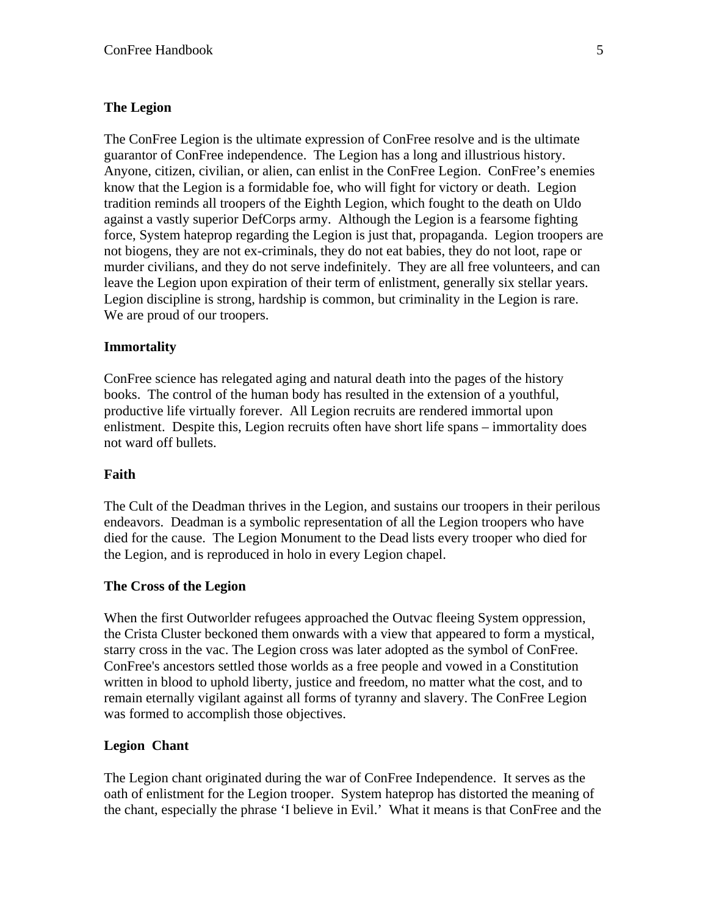## The Legion

The ConFree Legion is the ultimate expression of ConFree resolve and is the ultimate guarantor of ConFree independence. The Legion has a long and illustrious history. Anyone, citizen, civilian, or alien, can enlist in the ConFree Legion. ConFree's enemies know that the Legion is a formidable foe, who will fight for victory or death. Legion tradition reminds all troopers of the Eighth Legion, which fought to the death on Uldo against a vastly superior DefCorps army. Although the Legion is a fearsome fighting force, System hateprop regarding the Legion is just that, propaganda. Legion troopers are not biogens, they are not ex-criminals, they do not eat babies, they do not loot, rape or murder civilians, and they do not serve indefinitely. They are all free volunteers, and can leave the Legion upon expiration of their term of enlistment, generally six stellar years. Legion discipline is strong, hardship is common, but criminality in the Legion is rare. We are proud of our troopers.

## Immortality

ConFree science has relegated aging and natural death into the pages of the history books. The control of the human body has resulted in the extension of a youthful, productive life virtually forever. All Legion recruits are rendered immortal upon enlistment. Despite this, Legion recruits often have short life spans – immortality does not ward off bullets.

## Faith

The Cult of the Deadman thrives in the Legion, and sustains our troopers in their perilous endeavors. Deadman is a symbolic representation of all the Legion troopers who have died for the cause. The Legion Monument to the Dead lists every trooper who died for the Legion, and is reproduced in holo in every Legion chapel.

## The Cross of the Legion

When the first Outworlder refugees approached the Outvac fleeing System oppression, the Crista Cluster beckoned them onwards with a view that appeared to form a mystical, starry cross in the vac. The Legion cross was later adopted as the symbol of ConFree. ConFree's ancestors settled those worlds as a free people and vowed in a Constitution written in blood to uphold liberty, justice and freedom, no matter what the cost, and to remain eternally vigilant against all forms of tyranny and slavery. The ConFree Legion was formed to accomplish those objectives.

## Legion Chant

The Legion chant originated during the war of ConFree Independence. It serves as the oath of enlistment for the Legion trooper. System hateprop has distorted the meaning of the chant, especially the phrase 'I believe in Evil.' What it means is that ConFree and the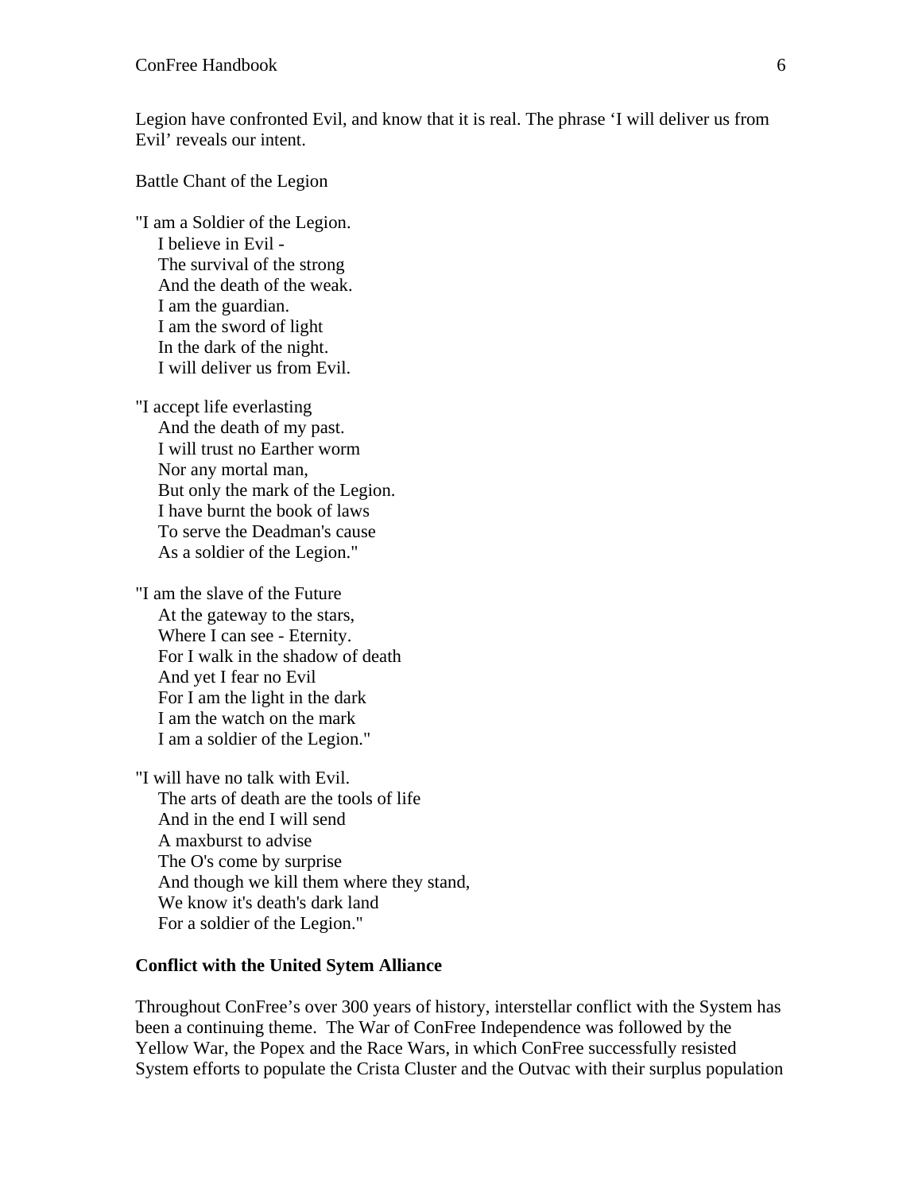Legion have confronted Evil, and know that it is real. The phrase 'I will deliver us from Evil' reveals our intent.

Battle Chant of the Legion

"I am a Soldier of the Legion.  
I believe in Evil -  
The survival of the strong  
And the death of the weak.  
I am the guardian.  
I am the sword of light  
In the dark of the night.  
I will deliver us from Evil.

"I accept life everlasting  
And the death of my past.  
I will trust no Earther worm  
Nor any mortal man,  
But only the mark of the Legion.  
I have burnt the book of laws  
To serve the Deadman's cause  
As a soldier of the Legion."

"I am the slave of the Future  
At the gateway to the stars,  
Where I can see - Eternity.  
For I walk in the shadow of death  
And yet I fear no Evil  
For I am the light in the dark  
I am the watch on the mark  
I am a soldier of the Legion."

"I will have no talk with Evil.  
The arts of death are the tools of life  
And in the end I will send  
A maxburst to advise  
The O's come by surprise  
And though we kill them where they stand,  
We know it's death's dark land  
For a soldier of the Legion."

**Conflict with the United Sytem Alliance**

Throughout ConFree's over 300 years of history, interstellar conflict with the System has been a continuing theme. The War of ConFree Independence was followed by the Yellow War, the Popex and the Race Wars, in which ConFree successfully resisted System efforts to populate the Crista Cluster and the Outvac with their surplus population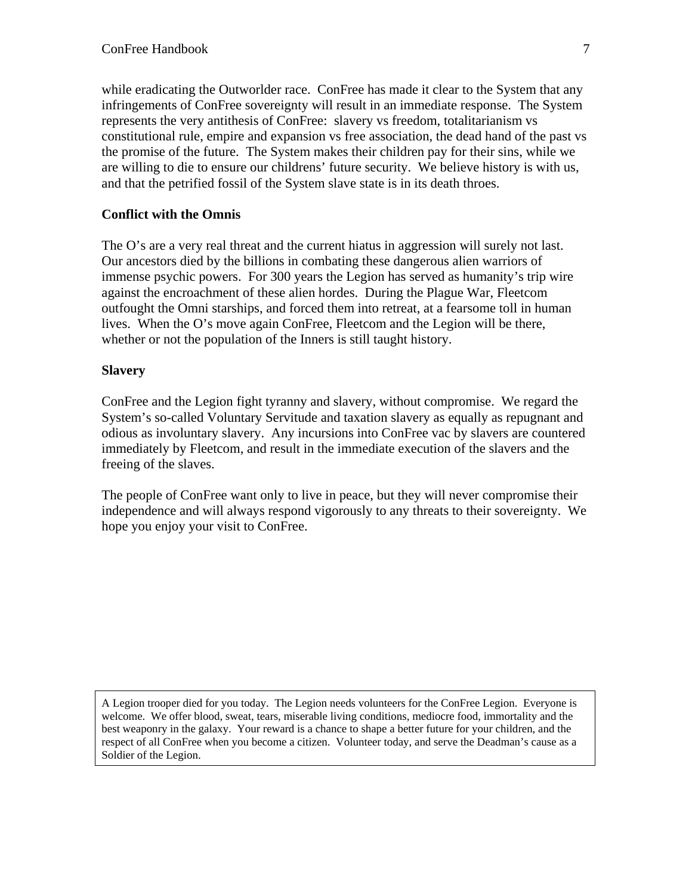while eradicating the Outworlder race. ConFree has made it clear to the System that any infringements of ConFree sovereignty will result in an immediate response. The System represents the very antithesis of ConFree: slavery vs freedom, totalitarianism vs constitutional rule, empire and expansion vs free association, the dead hand of the past vs the promise of the future. The System makes their children pay for their sins, while we are willing to die to ensure our childrens' future security. We believe history is with us, and that the petrified fossil of the System slave state is in its death throes.

**Conflict with the Omnis**

The O's are a very real threat and the current hiatus in aggression will surely not last. Our ancestors died by the billions in combating these dangerous alien warriors of immense psychic powers. For 300 years the Legion has served as humanity's trip wire against the encroachment of these alien hordes. During the Plague War, Fleetcom outfought the Omni starships, and forced them into retreat, at a fearsome toll in human lives. When the O's move again ConFree, Fleetcom and the Legion will be there, whether or not the population of the Inners is still taught history.

**Slavery**

ConFree and the Legion fight tyranny and slavery, without compromise. We regard the System's so-called Voluntary Servitude and taxation slavery as equally as repugnant and odious as involuntary slavery. Any incursions into ConFree vac by slavers are countered immediately by Fleetcom, and result in the immediate execution of the slavers and the freeing of the slaves.

The people of ConFree want only to live in peace, but they will never compromise their independence and will always respond vigorously to any threats to their sovereignty. We hope you enjoy your visit to ConFree.

A Legion trooper died for you today. The Legion needs volunteers for the ConFree Legion. Everyone is welcome. We offer blood, sweat, tears, miserable living conditions, mediocre food, immortality and the best weaponry in the galaxy. Your reward is a chance to shape a better future for your children, and the respect of all ConFree when you become a citizen. Volunteer today, and serve the Deadman's cause as a Soldier of the Legion.